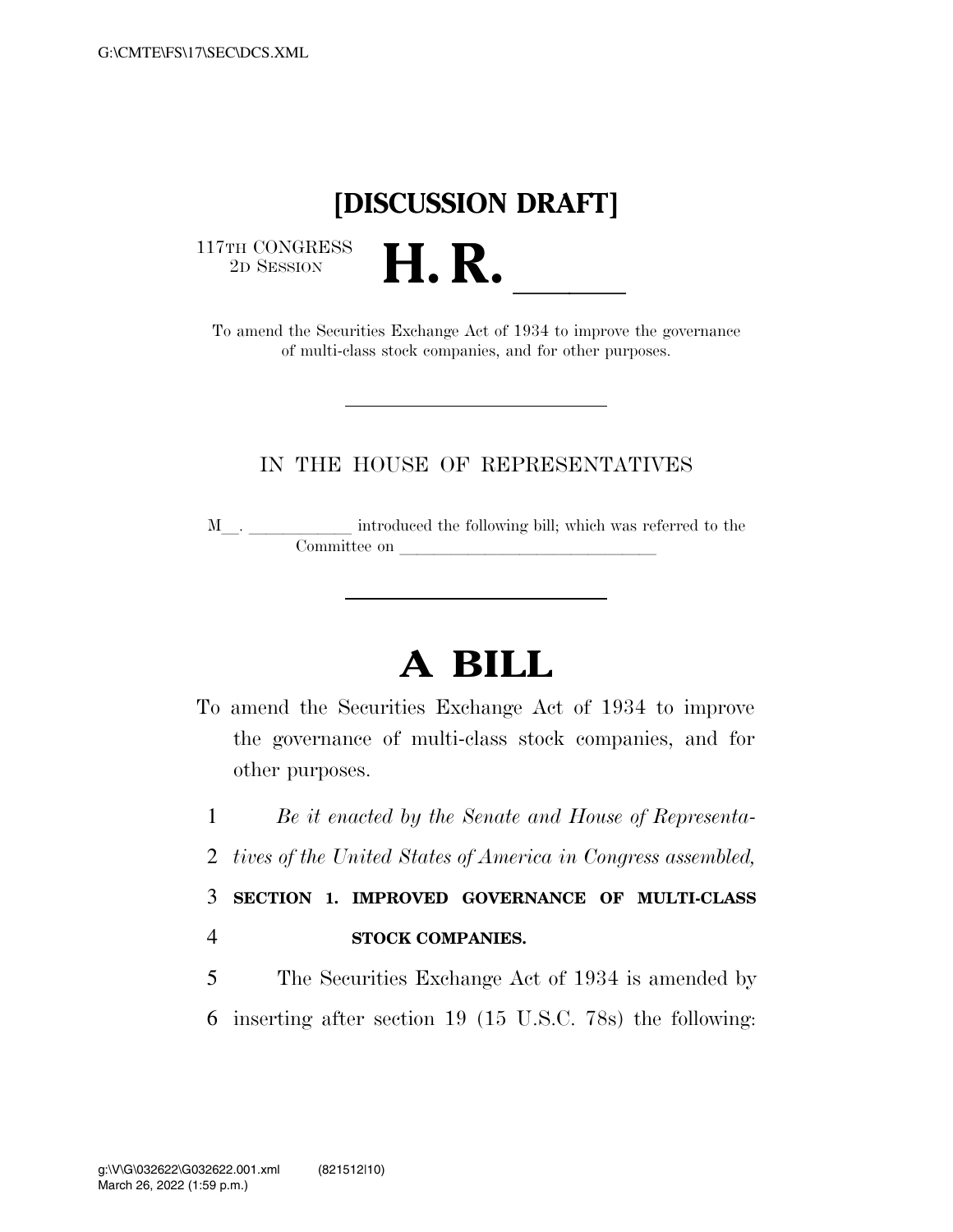# [DISCUSSION DRAFT]

117TH CONGRESS
2D SESSION

# H. R. ______

To amend the Securities Exchange Act of 1934 to improve the governance of multi-class stock companies, and for other purposes.

---

IN THE HOUSE OF REPRESENTATIVES

M__. ____________ introduced the following bill; which was referred to the Committee on ______________________________

---

# A BILL

To amend the Securities Exchange Act of 1934 to improve the governance of multi-class stock companies, and for other purposes.

1 *Be it enacted by the Senate and House of Representa-*
2 *tives of the United States of America in Congress assembled,*

3 **SECTION 1. IMPROVED GOVERNANCE OF MULTI-CLASS**
4 **STOCK COMPANIES.**

5 The Securities Exchange Act of 1934 is amended by
6 inserting after section 19 (15 U.S.C. 78s) the following: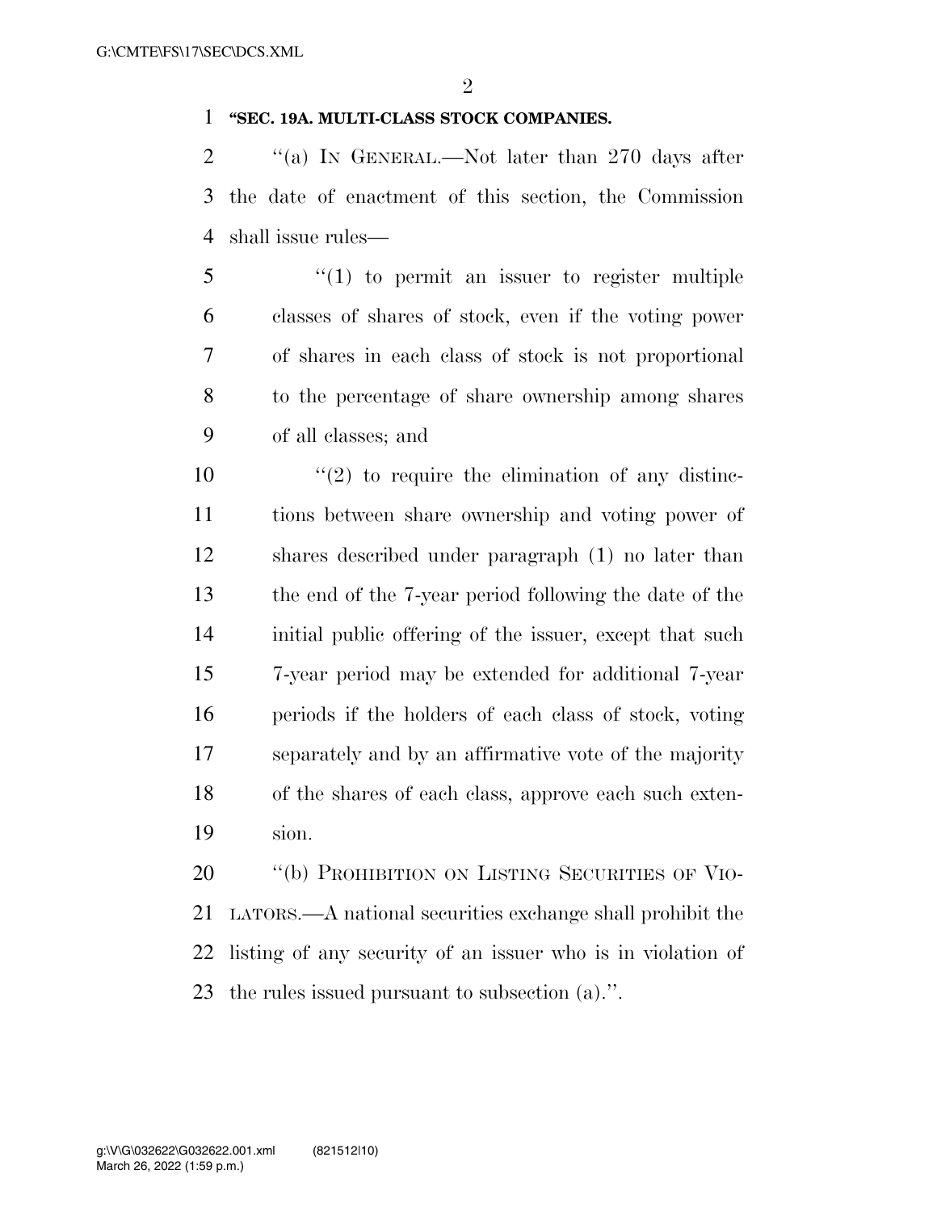**"SEC. 19A. MULTI-CLASS STOCK COMPANIES.**

''(a) IN GENERAL.—Not later than 270 days after the date of enactment of this section, the Commission shall issue rules—

''(1) to permit an issuer to register multiple classes of shares of stock, even if the voting power of shares in each class of stock is not proportional to the percentage of share ownership among shares of all classes; and

''(2) to require the elimination of any distinctions between share ownership and voting power of shares described under paragraph (1) no later than the end of the 7-year period following the date of the initial public offering of the issuer, except that such 7-year period may be extended for additional 7-year periods if the holders of each class of stock, voting separately and by an affirmative vote of the majority of the shares of each class, approve each such extension.

''(b) PROHIBITION ON LISTING SECURITIES OF VIOLATORS.—A national securities exchange shall prohibit the listing of any security of an issuer who is in violation of the rules issued pursuant to subsection (a).''.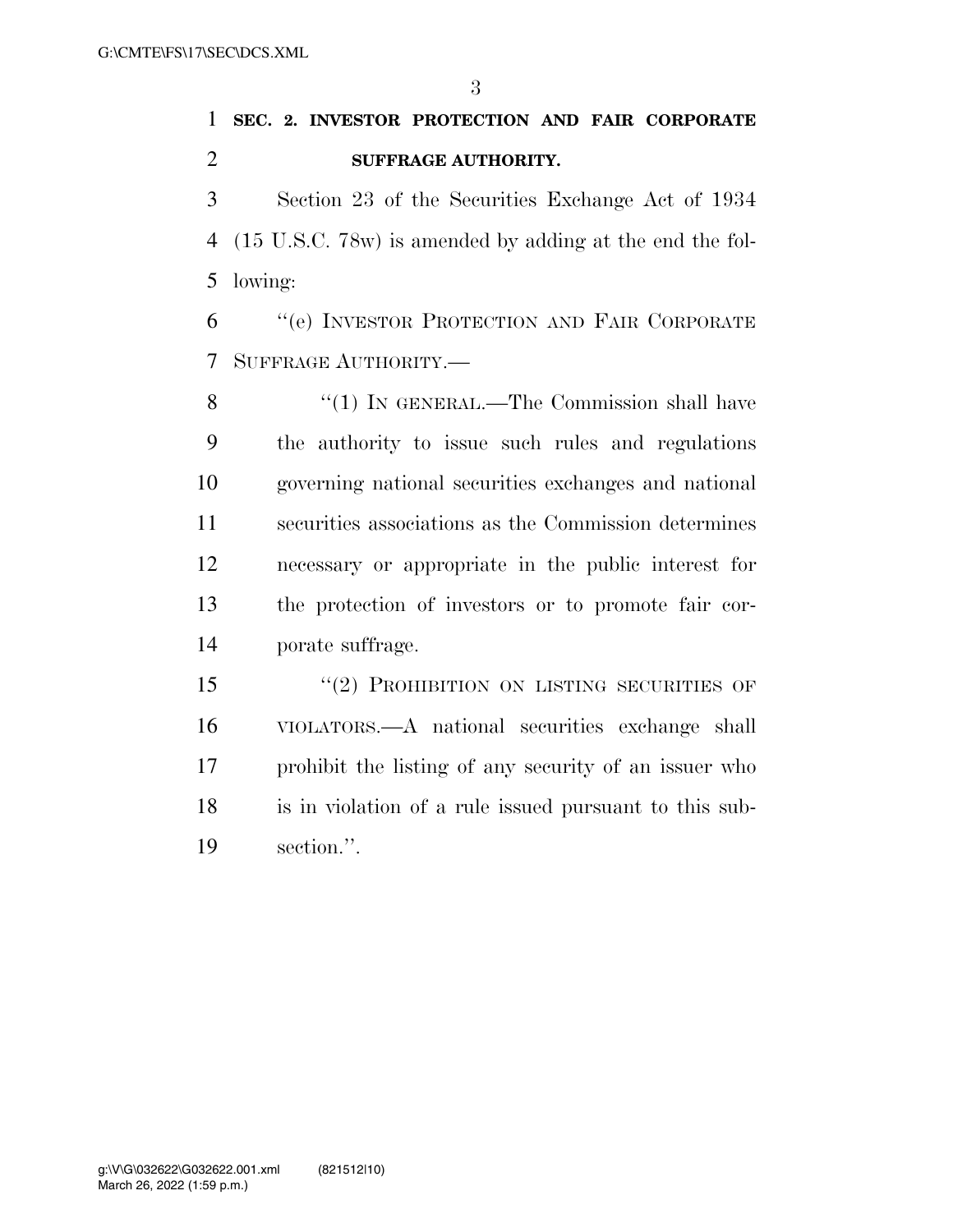**SEC. 2. INVESTOR PROTECTION AND FAIR CORPORATE SUFFRAGE AUTHORITY.**

Section 23 of the Securities Exchange Act of 1934 (15 U.S.C. 78w) is amended by adding at the end the following:

"(e) INVESTOR PROTECTION AND FAIR CORPORATE SUFFRAGE AUTHORITY.—

"(1) IN GENERAL.—The Commission shall have the authority to issue such rules and regulations governing national securities exchanges and national securities associations as the Commission determines necessary or appropriate in the public interest for the protection of investors or to promote fair corporate suffrage.

"(2) PROHIBITION ON LISTING SECURITIES OF VIOLATORS.—A national securities exchange shall prohibit the listing of any security of an issuer who is in violation of a rule issued pursuant to this subsection.".